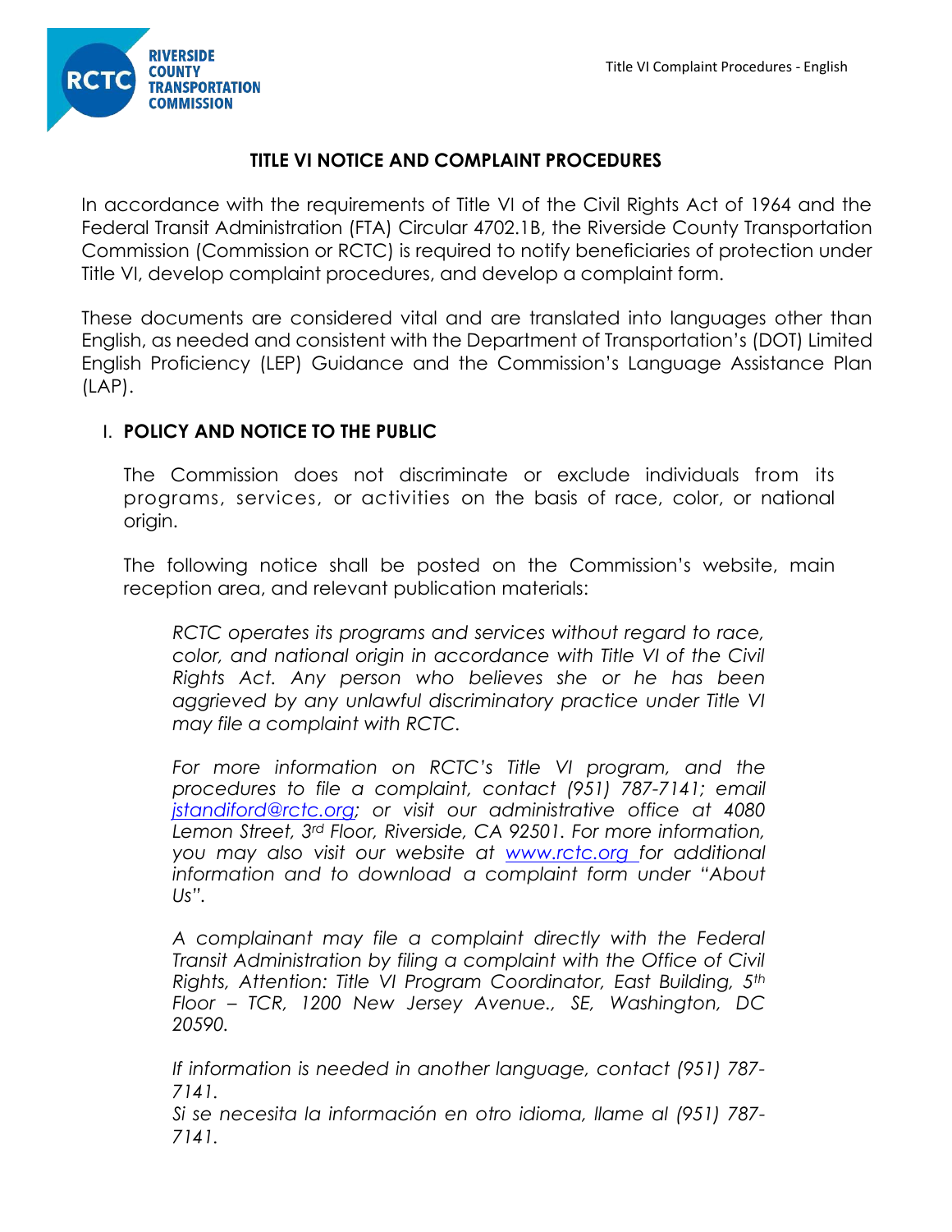# TITLE VI NOTICE AND COMPLAINT PROCEDURES

In accordance with the requirements of Title VI of the Civil Rights Act of 1964 and the Federal Transit Administration (FTA) Circular 4702.1B, the Riverside County Transportation Commission (Commission or RCTC) is required to notify beneficiaries of protection under Title VI, develop complaint procedures, and develop a complaint form.

These documents are considered vital and are translated into languages other than English, as needed and consistent with the Department of Transportation's (DOT) Limited English Proficiency (LEP) Guidance and the Commission's Language Assistance Plan (LAP).

## I. POLICY AND NOTICE TO THE PUBLIC

The Commission does not discriminate or exclude individuals from its programs, services, or activities on the basis of race, color, or national origin.

The following notice shall be posted on the Commission's website, main reception area, and relevant publication materials:

> *RCTC operates its programs and services without regard to race, color, and national origin in accordance with Title VI of the Civil Rights Act. Any person who believes she or he has been aggrieved by any unlawful discriminatory practice under Title VI may file a complaint with RCTC.*
>
> *For more information on RCTC's Title VI program, and the procedures to file a complaint, contact (951) 787-7141; email jstandiford@rctc.org; or visit our administrative office at 4080 Lemon Street, 3rd Floor, Riverside, CA 92501. For more information, you may also visit our website at www.rctc.org for additional information and to download a complaint form under "About Us".*
>
> *A complainant may file a complaint directly with the Federal Transit Administration by filing a complaint with the Office of Civil Rights, Attention: Title VI Program Coordinator, East Building, 5th Floor – TCR, 1200 New Jersey Avenue., SE, Washington, DC 20590.*
>
> *If information is needed in another language, contact (951) 787-7141.*
> *Si se necesita la información en otro idioma, llame al (951) 787-7141.*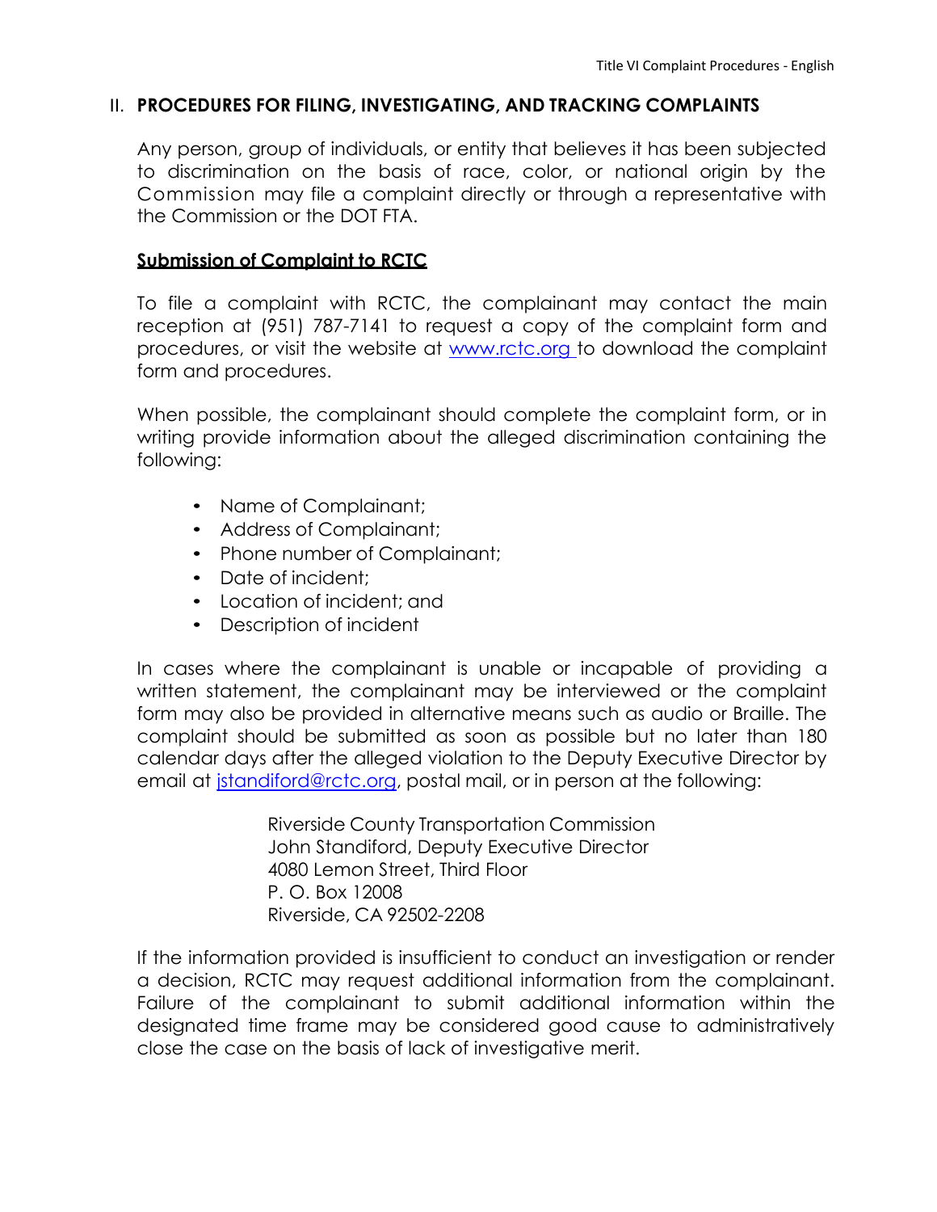## II. PROCEDURES FOR FILING, INVESTIGATING, AND TRACKING COMPLAINTS

Any person, group of individuals, or entity that believes it has been subjected to discrimination on the basis of race, color, or national origin by the Commission may file a complaint directly or through a representative with the Commission or the DOT FTA.

### Submission of Complaint to RCTC

To file a complaint with RCTC, the complainant may contact the main reception at (951) 787-7141 to request a copy of the complaint form and procedures, or visit the website at [www.rctc.org](http://www.rctc.org) to download the complaint form and procedures.

When possible, the complainant should complete the complaint form, or in writing provide information about the alleged discrimination containing the following:

- Name of Complainant;
- Address of Complainant;
- Phone number of Complainant;
- Date of incident;
- Location of incident; and
- Description of incident

In cases where the complainant is unable or incapable of providing a written statement, the complainant may be interviewed or the complaint form may also be provided in alternative means such as audio or Braille. The complaint should be submitted as soon as possible but no later than 180 calendar days after the alleged violation to the Deputy Executive Director by email at [jstandiford@rctc.org](mailto:jstandiford@rctc.org), postal mail, or in person at the following:

Riverside County Transportation Commission
John Standiford, Deputy Executive Director
4080 Lemon Street, Third Floor
P. O. Box 12008
Riverside, CA 92502-2208

If the information provided is insufficient to conduct an investigation or render a decision, RCTC may request additional information from the complainant. Failure of the complainant to submit additional information within the designated time frame may be considered good cause to administratively close the case on the basis of lack of investigative merit.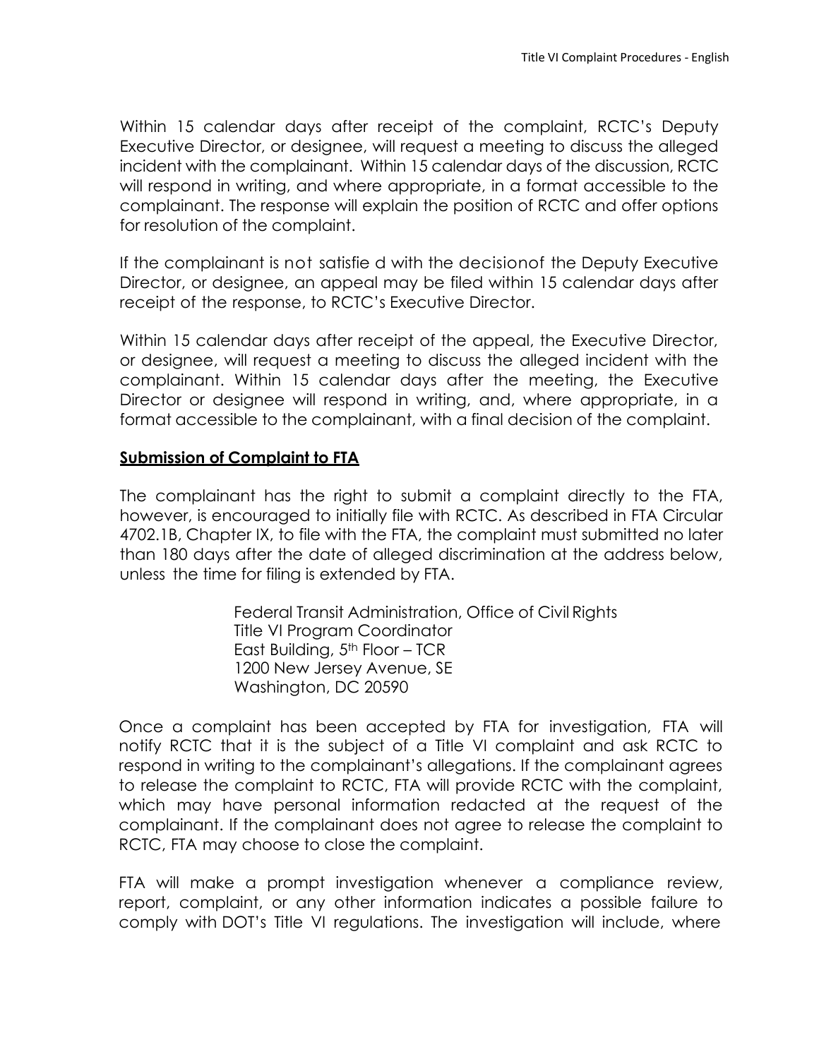Within 15 calendar days after receipt of the complaint, RCTC's Deputy Executive Director, or designee, will request a meeting to discuss the alleged incident with the complainant. Within 15 calendar days of the discussion, RCTC will respond in writing, and where appropriate, in a format accessible to the complainant. The response will explain the position of RCTC and offer options for resolution of the complaint.

If the complainant is not satisfie d with the decisionof the Deputy Executive Director, or designee, an appeal may be filed within 15 calendar days after receipt of the response, to RCTC's Executive Director.

Within 15 calendar days after receipt of the appeal, the Executive Director, or designee, will request a meeting to discuss the alleged incident with the complainant. Within 15 calendar days after the meeting, the Executive Director or designee will respond in writing, and, where appropriate, in a format accessible to the complainant, with a final decision of the complaint.

**Submission of Complaint to FTA**

The complainant has the right to submit a complaint directly to the FTA, however, is encouraged to initially file with RCTC. As described in FTA Circular 4702.1B, Chapter IX, to file with the FTA, the complaint must submitted no later than 180 days after the date of alleged discrimination at the address below, unless the time for filing is extended by FTA.

Federal Transit Administration, Office of Civil Rights
Title VI Program Coordinator
East Building, 5th Floor – TCR
1200 New Jersey Avenue, SE
Washington, DC 20590

Once a complaint has been accepted by FTA for investigation, FTA will notify RCTC that it is the subject of a Title VI complaint and ask RCTC to respond in writing to the complainant's allegations. If the complainant agrees to release the complaint to RCTC, FTA will provide RCTC with the complaint, which may have personal information redacted at the request of the complainant. If the complainant does not agree to release the complaint to RCTC, FTA may choose to close the complaint.

FTA will make a prompt investigation whenever a compliance review, report, complaint, or any other information indicates a possible failure to comply with DOT's Title VI regulations. The investigation will include, where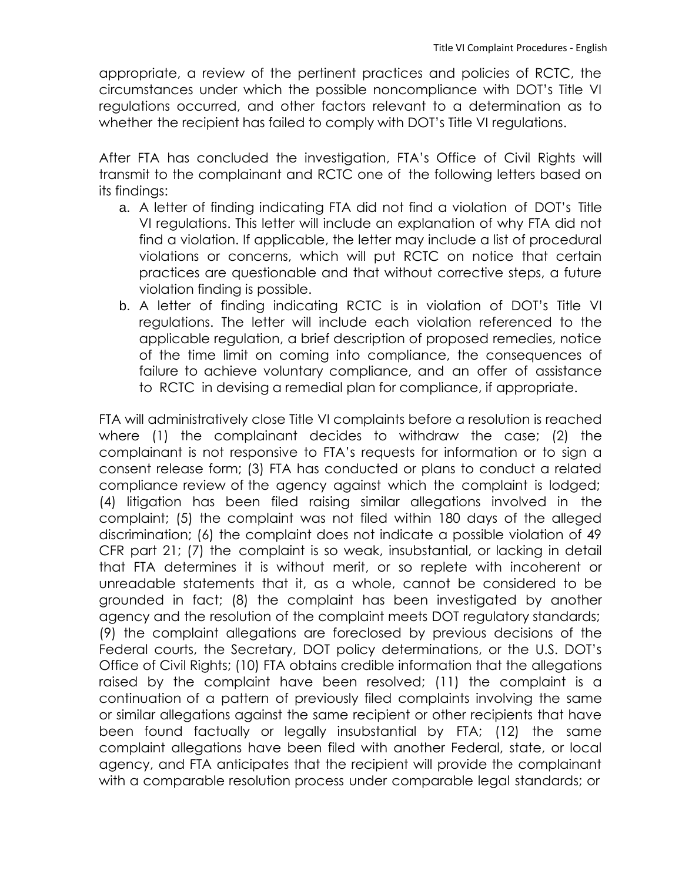appropriate, a review of the pertinent practices and policies of RCTC, the circumstances under which the possible noncompliance with DOT's Title VI regulations occurred, and other factors relevant to a determination as to whether the recipient has failed to comply with DOT's Title VI regulations.

After FTA has concluded the investigation, FTA's Office of Civil Rights will transmit to the complainant and RCTC one of the following letters based on its findings:

a. A letter of finding indicating FTA did not find a violation of DOT's Title VI regulations. This letter will include an explanation of why FTA did not find a violation. If applicable, the letter may include a list of procedural violations or concerns, which will put RCTC on notice that certain practices are questionable and that without corrective steps, a future violation finding is possible.
b. A letter of finding indicating RCTC is in violation of DOT's Title VI regulations. The letter will include each violation referenced to the applicable regulation, a brief description of proposed remedies, notice of the time limit on coming into compliance, the consequences of failure to achieve voluntary compliance, and an offer of assistance to RCTC in devising a remedial plan for compliance, if appropriate.

FTA will administratively close Title VI complaints before a resolution is reached where (1) the complainant decides to withdraw the case; (2) the complainant is not responsive to FTA's requests for information or to sign a consent release form; (3) FTA has conducted or plans to conduct a related compliance review of the agency against which the complaint is lodged; (4) litigation has been filed raising similar allegations involved in the complaint; (5) the complaint was not filed within 180 days of the alleged discrimination; (6) the complaint does not indicate a possible violation of 49 CFR part 21; (7) the complaint is so weak, insubstantial, or lacking in detail that FTA determines it is without merit, or so replete with incoherent or unreadable statements that it, as a whole, cannot be considered to be grounded in fact; (8) the complaint has been investigated by another agency and the resolution of the complaint meets DOT regulatory standards; (9) the complaint allegations are foreclosed by previous decisions of the Federal courts, the Secretary, DOT policy determinations, or the U.S. DOT's Office of Civil Rights; (10) FTA obtains credible information that the allegations raised by the complaint have been resolved; (11) the complaint is a continuation of a pattern of previously filed complaints involving the same or similar allegations against the same recipient or other recipients that have been found factually or legally insubstantial by FTA; (12) the same complaint allegations have been filed with another Federal, state, or local agency, and FTA anticipates that the recipient will provide the complainant with a comparable resolution process under comparable legal standards; or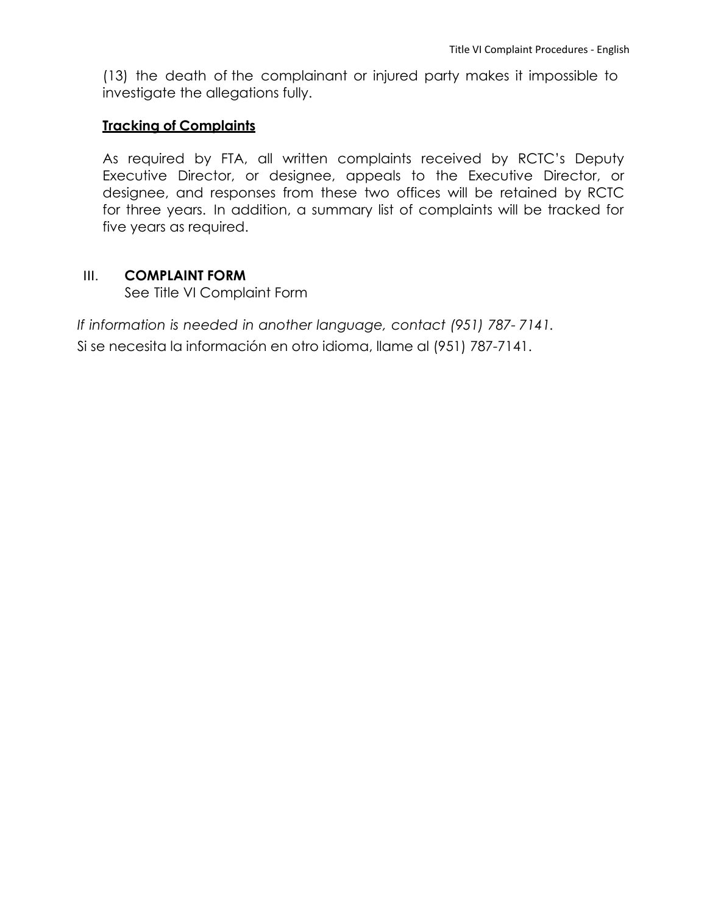(13) the death of the complainant or injured party makes it impossible to investigate the allegations fully.

**Tracking of Complaints**

As required by FTA, all written complaints received by RCTC's Deputy Executive Director, or designee, appeals to the Executive Director, or designee, and responses from these two offices will be retained by RCTC for three years. In addition, a summary list of complaints will be tracked for five years as required.

## III. COMPLAINT FORM

See Title VI Complaint Form

*If information is needed in another language, contact (951) 787- 7141.*

Si se necesita la información en otro idioma, llame al (951) 787-7141.